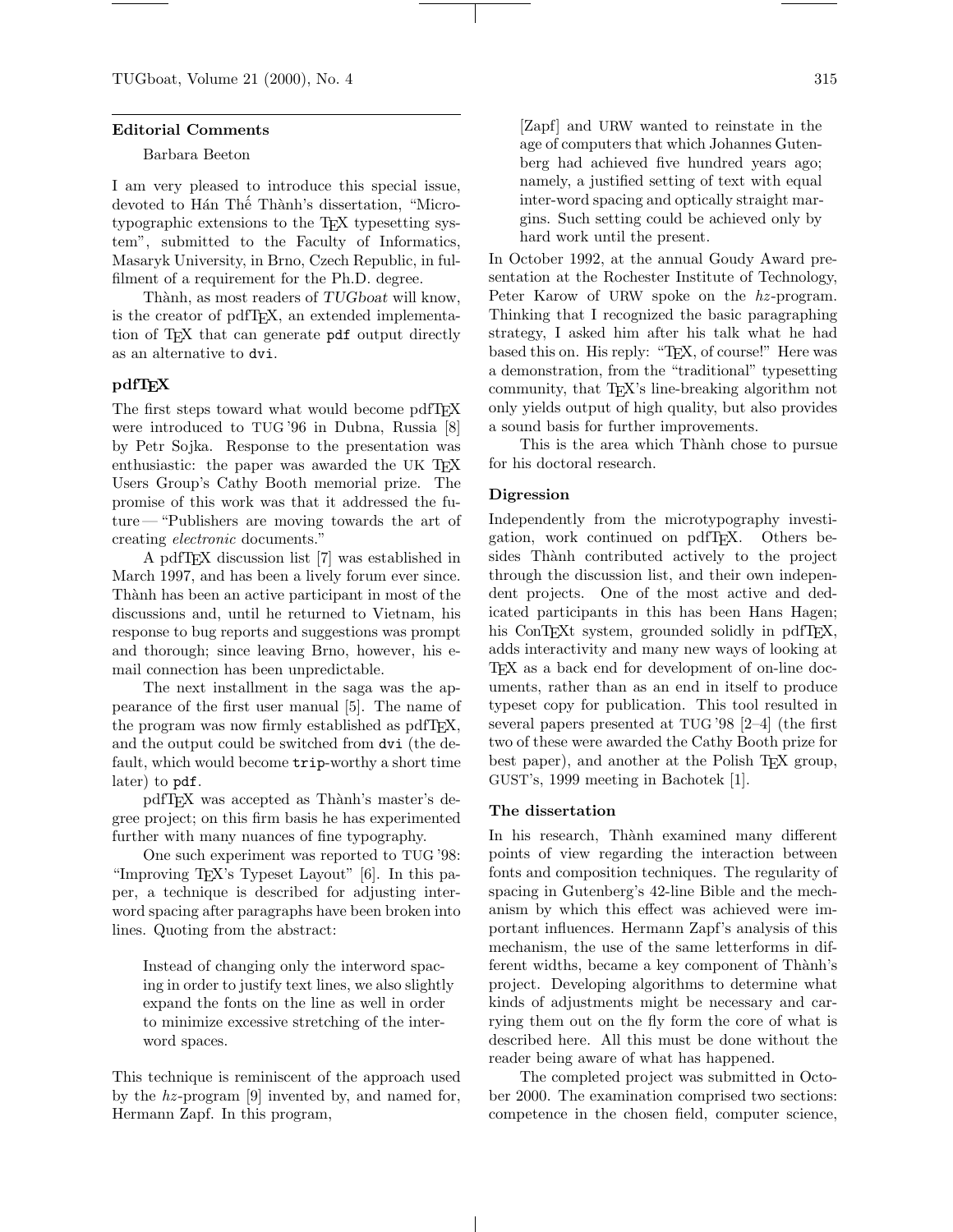## Editorial Comments

Barbara Beeton

I am very pleased to introduce this special issue, devoted to Hán Thế Thành's dissertation, "Microtypographic extensions to the TeX typesetting system", submitted to the Faculty of Informatics, Masaryk University, in Brno, Czech Republic, in fulfilment of a requirement for the Ph.D. degree.

Thành, as most readers of *TUGboat* will know, is the creator of pdfTeX, an extended implementation of TeX that can generate `pdf` output directly as an alternative to `dvi`.

### pdfTeX

The first steps toward what would become pdfTeX were introduced to TUG '96 in Dubna, Russia [8] by Petr Sojka. Response to the presentation was enthusiastic: the paper was awarded the UK TeX Users Group's Cathy Booth memorial prize. The promise of this work was that it addressed the future — "Publishers are moving towards the art of creating *electronic* documents."

A pdfTeX discussion list [7] was established in March 1997, and has been a lively forum ever since. Thành has been an active participant in most of the discussions and, until he returned to Vietnam, his response to bug reports and suggestions was prompt and thorough; since leaving Brno, however, his e-mail connection has been unpredictable.

The next installment in the saga was the appearance of the first user manual [5]. The name of the program was now firmly established as pdfTeX, and the output could be switched from `dvi` (the default, which would become `trip`-worthy a short time later) to `pdf`.

pdfTeX was accepted as Thành's master's degree project; on this firm basis he has experimented further with many nuances of fine typography.

One such experiment was reported to TUG '98: "Improving TeX's Typeset Layout" [6]. In this paper, a technique is described for adjusting interword spacing after paragraphs have been broken into lines. Quoting from the abstract:

> Instead of changing only the interword spacing in order to justify text lines, we also slightly expand the fonts on the line as well in order to minimize excessive stretching of the interword spaces.

This technique is reminiscent of the approach used by the *hz*-program [9] invented by, and named for, Hermann Zapf. In this program,

> [Zapf] and URW wanted to reinstate in the age of computers that which Johannes Gutenberg had achieved five hundred years ago; namely, a justified setting of text with equal inter-word spacing and optically straight margins. Such setting could be achieved only by hard work until the present.

In October 1992, at the annual Goudy Award presentation at the Rochester Institute of Technology, Peter Karow of URW spoke on the *hz*-program. Thinking that I recognized the basic paragraphing strategy, I asked him after his talk what he had based this on. His reply: "TeX, of course!" Here was a demonstration, from the "traditional" typesetting community, that TeX's line-breaking algorithm not only yields output of high quality, but also provides a sound basis for further improvements.

This is the area which Thành chose to pursue for his doctoral research.

### Digression

Independently from the microtypography investigation, work continued on pdfTeX. Others besides Thành contributed actively to the project through the discussion list, and their own independent projects. One of the most active and dedicated participants in this has been Hans Hagen; his ConTeXt system, grounded solidly in pdfTeX, adds interactivity and many new ways of looking at TeX as a back end for development of on-line documents, rather than as an end in itself to produce typeset copy for publication. This tool resulted in several papers presented at TUG '98 [2–4] (the first two of these were awarded the Cathy Booth prize for best paper), and another at the Polish TeX group, GUST's, 1999 meeting in Bachotek [1].

### The dissertation

In his research, Thành examined many different points of view regarding the interaction between fonts and composition techniques. The regularity of spacing in Gutenberg's 42-line Bible and the mechanism by which this effect was achieved were important influences. Hermann Zapf's analysis of this mechanism, the use of the same letterforms in different widths, became a key component of Thành's project. Developing algorithms to determine what kinds of adjustments might be necessary and carrying them out on the fly form the core of what is described here. All this must be done without the reader being aware of what has happened.

The completed project was submitted in October 2000. The examination comprised two sections: competence in the chosen field, computer science,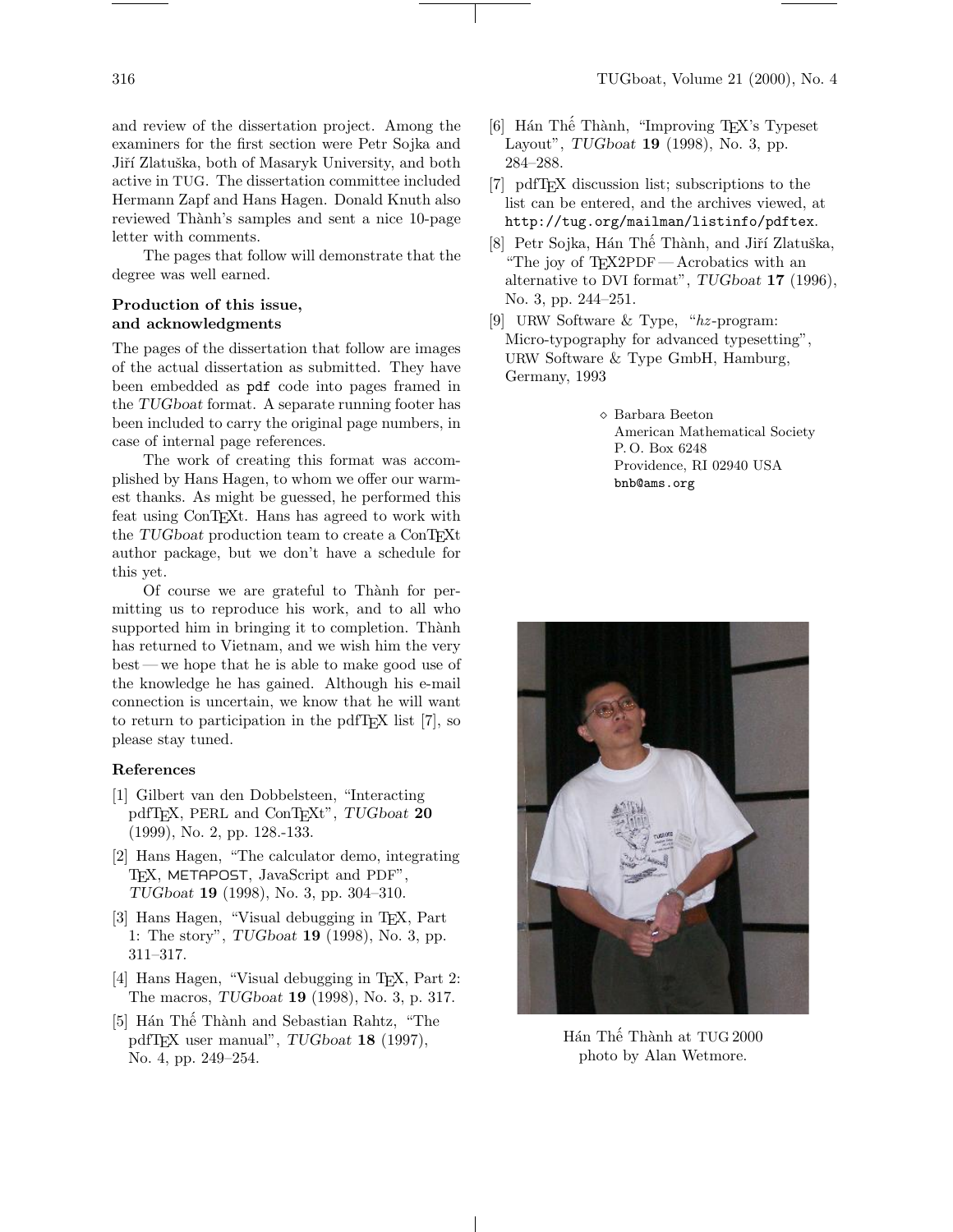and review of the dissertation project. Among the examiners for the first section were Petr Sojka and Jiří Zlatuška, both of Masaryk University, and both active in TUG. The dissertation committee included Hermann Zapf and Hans Hagen. Donald Knuth also reviewed Thành's samples and sent a nice 10-page letter with comments.

The pages that follow will demonstrate that the degree was well earned.

### Production of this issue, and acknowledgments

The pages of the dissertation that follow are images of the actual dissertation as submitted. They have been embedded as `pdf` code into pages framed in the *TUGboat* format. A separate running footer has been included to carry the original page numbers, in case of internal page references.

The work of creating this format was accomplished by Hans Hagen, to whom we offer our warmest thanks. As might be guessed, he performed this feat using ConTEXt. Hans has agreed to work with the *TUGboat* production team to create a ConTEXt author package, but we don't have a schedule for this yet.

Of course we are grateful to Thành for permitting us to reproduce his work, and to all who supported him in bringing it to completion. Thành has returned to Vietnam, and we wish him the very best — we hope that he is able to make good use of the knowledge he has gained. Although his e-mail connection is uncertain, we know that he will want to return to participation in the pdfTEX list [7], so please stay tuned.

### References

[1] Gilbert van den Dobbelsteen, "Interacting pdfTEX, PERL and ConTEXt", *TUGboat* **20** (1999), No. 2, pp. 128.-133.

[2] Hans Hagen, "The calculator demo, integrating TEX, METAPOST, JavaScript and PDF", *TUGboat* **19** (1998), No. 3, pp. 304–310.

[3] Hans Hagen, "Visual debugging in TEX, Part 1: The story", *TUGboat* **19** (1998), No. 3, pp. 311–317.

[4] Hans Hagen, "Visual debugging in TEX, Part 2: The macros, *TUGboat* **19** (1998), No. 3, p. 317.

[5] Hán Thế Thành and Sebastian Rahtz, "The pdfTEX user manual", *TUGboat* **18** (1997), No. 4, pp. 249–254.

[6] Hán Thế Thành, "Improving TEX's Typeset Layout", *TUGboat* **19** (1998), No. 3, pp. 284–288.

[7] pdfTEX discussion list; subscriptions to the list can be entered, and the archives viewed, at `http://tug.org/mailman/listinfo/pdftex`.

[8] Petr Sojka, Hán Thế Thành, and Jiří Zlatuška, "The joy of TEX2PDF — Acrobatics with an alternative to DVI format", *TUGboat* **17** (1996), No. 3, pp. 244–251.

[9] URW Software & Type, "*hz*-program: Micro-typography for advanced typesetting", URW Software & Type GmbH, Hamburg, Germany, 1993

◇ Barbara Beeton
American Mathematical Society
P. O. Box 6248
Providence, RI 02940 USA
`bnb@ams.org`

Hán Thế Thành at TUG 2000
photo by Alan Wetmore.